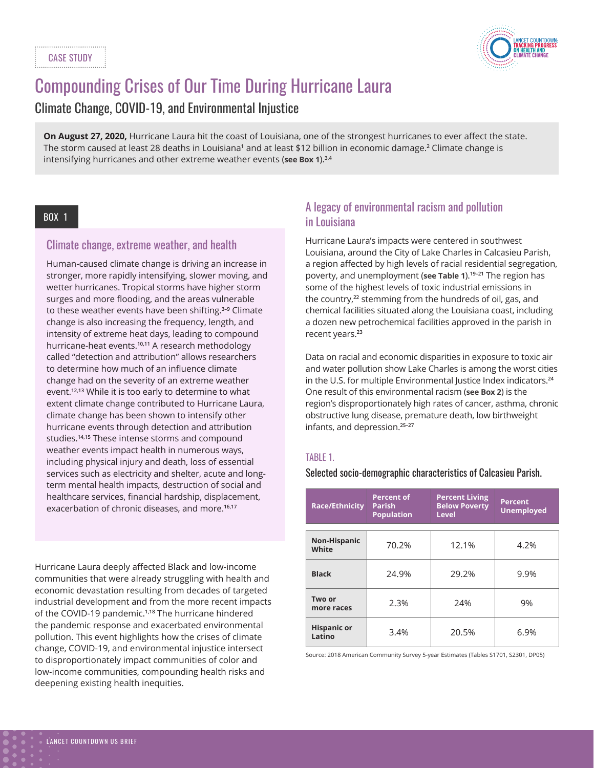CASE STUDY

# Compounding Crises of Our Time During Hurricane Laura

## Climate Change, COVID-19, and Environmental Injustice

**On August 27, 2020,** Hurricane Laura hit the coast of Louisiana, one of the strongest hurricanes to ever affect the state. The storm caused at least 28 deaths in Louisiana[1] and at least $12 billion in economic damage.[2] Climate change is intensifying hurricanes and other extreme weather events (**see Box 1**).[3,4]

### BOX 1

### Climate change, extreme weather, and health

Human-caused climate change is driving an increase in stronger, more rapidly intensifying, slower moving, and wetter hurricanes. Tropical storms have higher storm surges and more flooding, and the areas vulnerable to these weather events have been shifting.[3–9] Climate change is also increasing the frequency, length, and intensity of extreme heat days, leading to compound hurricane-heat events.[10,11] A research methodology called "detection and attribution" allows researchers to determine how much of an influence climate change had on the severity of an extreme weather event.[12,13] While it is too early to determine to what extent climate change contributed to Hurricane Laura, climate change has been shown to intensify other hurricane events through detection and attribution studies.[14,15] These intense storms and compound weather events impact health in numerous ways, including physical injury and death, loss of essential services such as electricity and shelter, acute and long-term mental health impacts, destruction of social and healthcare services, financial hardship, displacement, exacerbation of chronic diseases, and more.[16,17]

Hurricane Laura deeply affected Black and low-income communities that were already struggling with health and economic devastation resulting from decades of targeted industrial development and from the more recent impacts of the COVID-19 pandemic.[1,18] The hurricane hindered the pandemic response and exacerbated environmental pollution. This event highlights how the crises of climate change, COVID-19, and environmental injustice intersect to disproportionately impact communities of color and low-income communities, compounding health risks and deepening existing health inequities.

## A legacy of environmental racism and pollution in Louisiana

Hurricane Laura's impacts were centered in southwest Louisiana, around the City of Lake Charles in Calcasieu Parish, a region affected by high levels of racial residential segregation, poverty, and unemployment (**see Table 1**).[19–21] The region has some of the highest levels of toxic industrial emissions in the country,[22] stemming from the hundreds of oil, gas, and chemical facilities situated along the Louisiana coast, including a dozen new petrochemical facilities approved in the parish in recent years.[23]

Data on racial and economic disparities in exposure to toxic air and water pollution show Lake Charles is among the worst cities in the U.S. for multiple Environmental Justice Index indicators.[24] One result of this environmental racism (**see Box 2**) is the region's disproportionately high rates of cancer, asthma, chronic obstructive lung disease, premature death, low birthweight infants, and depression.[25–27]

TABLE 1.

Selected socio-demographic characteristics of Calcasieu Parish.

| Race/Ethnicity | Percent of Parish Population | Percent Living Below Poverty Level | Percent Unemployed |
|---|---|---|---|
| Non-Hispanic White | 70.2% | 12.1% | 4.2% |
| Black | 24.9% | 29.2% | 9.9% |
| Two or more races | 2.3% | 24% | 9% |
| Hispanic or Latino | 3.4% | 20.5% | 6.9% |

Source: 2018 American Community Survey 5-year Estimates (Tables S1701, S2301, DP05)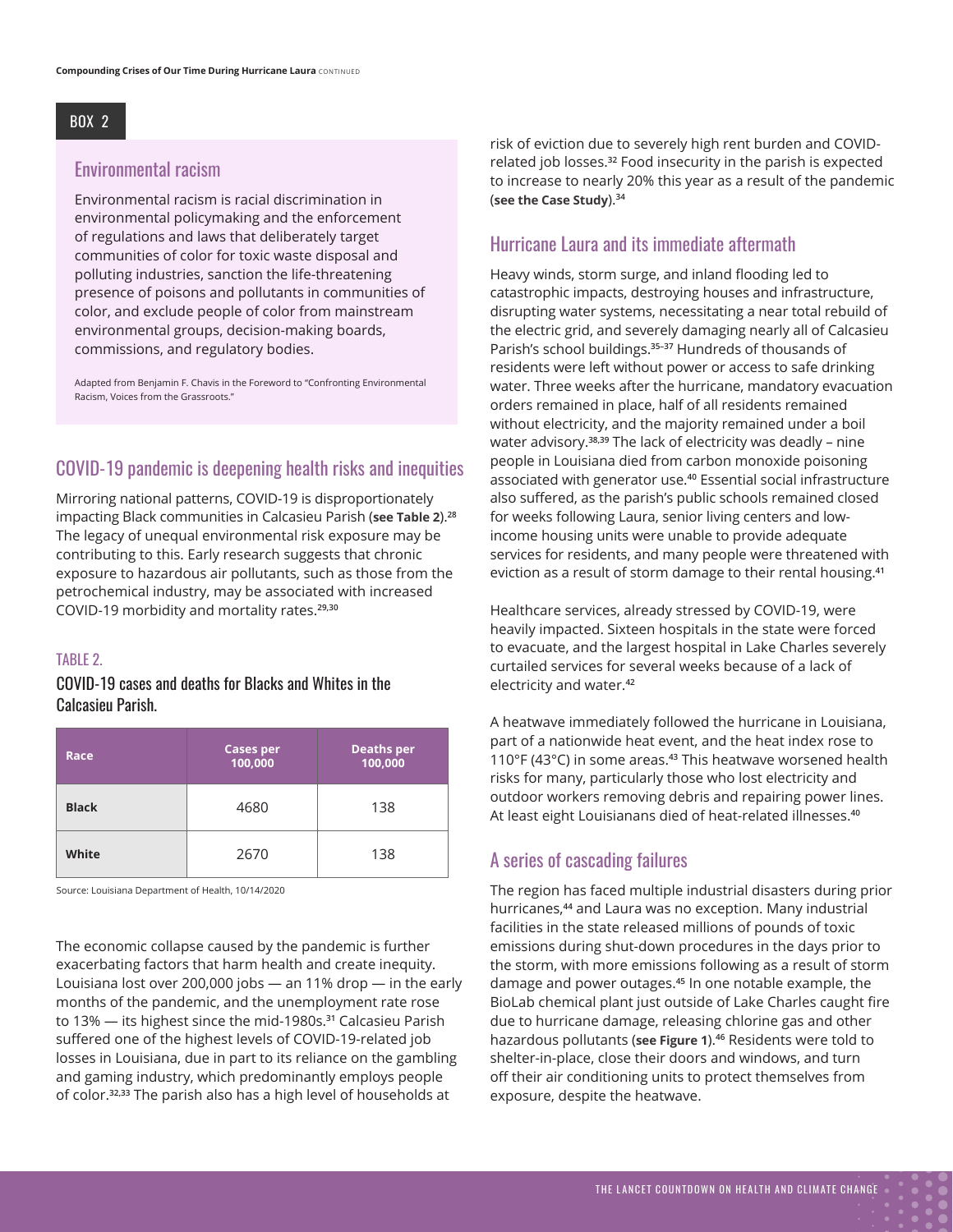## BOX 2

### Environmental racism

Environmental racism is racial discrimination in environmental policymaking and the enforcement of regulations and laws that deliberately target communities of color for toxic waste disposal and polluting industries, sanction the life-threatening presence of poisons and pollutants in communities of color, and exclude people of color from mainstream environmental groups, decision-making boards, commissions, and regulatory bodies.

Adapted from Benjamin F. Chavis in the Foreword to "Confronting Environmental Racism, Voices from the Grassroots."

## COVID-19 pandemic is deepening health risks and inequities

Mirroring national patterns, COVID-19 is disproportionately impacting Black communities in Calcasieu Parish (**see Table 2**).[28] The legacy of unequal environmental risk exposure may be contributing to this. Early research suggests that chronic exposure to hazardous air pollutants, such as those from the petrochemical industry, may be associated with increased COVID-19 morbidity and mortality rates.[29,30]

TABLE 2.

COVID-19 cases and deaths for Blacks and Whites in the Calcasieu Parish.

| Race | Cases per 100,000 | Deaths per 100,000 |
|---|---|---|
| **Black** | 4680 | 138 |
| **White** | 2670 | 138 |

Source: Louisiana Department of Health, 10/14/2020

The economic collapse caused by the pandemic is further exacerbating factors that harm health and create inequity. Louisiana lost over 200,000 jobs — an 11% drop — in the early months of the pandemic, and the unemployment rate rose to 13% — its highest since the mid-1980s.[31] Calcasieu Parish suffered one of the highest levels of COVID-19-related job losses in Louisiana, due in part to its reliance on the gambling and gaming industry, which predominantly employs people of color.[32,33] The parish also has a high level of households at risk of eviction due to severely high rent burden and COVID-related job losses.[32] Food insecurity in the parish is expected to increase to nearly 20% this year as a result of the pandemic (**see the Case Study**).[34]

## Hurricane Laura and its immediate aftermath

Heavy winds, storm surge, and inland flooding led to catastrophic impacts, destroying houses and infrastructure, disrupting water systems, necessitating a near total rebuild of the electric grid, and severely damaging nearly all of Calcasieu Parish's school buildings.[35–37] Hundreds of thousands of residents were left without power or access to safe drinking water. Three weeks after the hurricane, mandatory evacuation orders remained in place, half of all residents remained without electricity, and the majority remained under a boil water advisory.[38,39] The lack of electricity was deadly – nine people in Louisiana died from carbon monoxide poisoning associated with generator use.[40] Essential social infrastructure also suffered, as the parish's public schools remained closed for weeks following Laura, senior living centers and low-income housing units were unable to provide adequate services for residents, and many people were threatened with eviction as a result of storm damage to their rental housing.[41]

Healthcare services, already stressed by COVID-19, were heavily impacted. Sixteen hospitals in the state were forced to evacuate, and the largest hospital in Lake Charles severely curtailed services for several weeks because of a lack of electricity and water.[42]

A heatwave immediately followed the hurricane in Louisiana, part of a nationwide heat event, and the heat index rose to 110°F (43°C) in some areas.[43] This heatwave worsened health risks for many, particularly those who lost electricity and outdoor workers removing debris and repairing power lines. At least eight Louisianans died of heat-related illnesses.[40]

## A series of cascading failures

The region has faced multiple industrial disasters during prior hurricanes,[44] and Laura was no exception. Many industrial facilities in the state released millions of pounds of toxic emissions during shut-down procedures in the days prior to the storm, with more emissions following as a result of storm damage and power outages.[45] In one notable example, the BioLab chemical plant just outside of Lake Charles caught fire due to hurricane damage, releasing chlorine gas and other hazardous pollutants (**see Figure 1**).[46] Residents were told to shelter-in-place, close their doors and windows, and turn off their air conditioning units to protect themselves from exposure, despite the heatwave.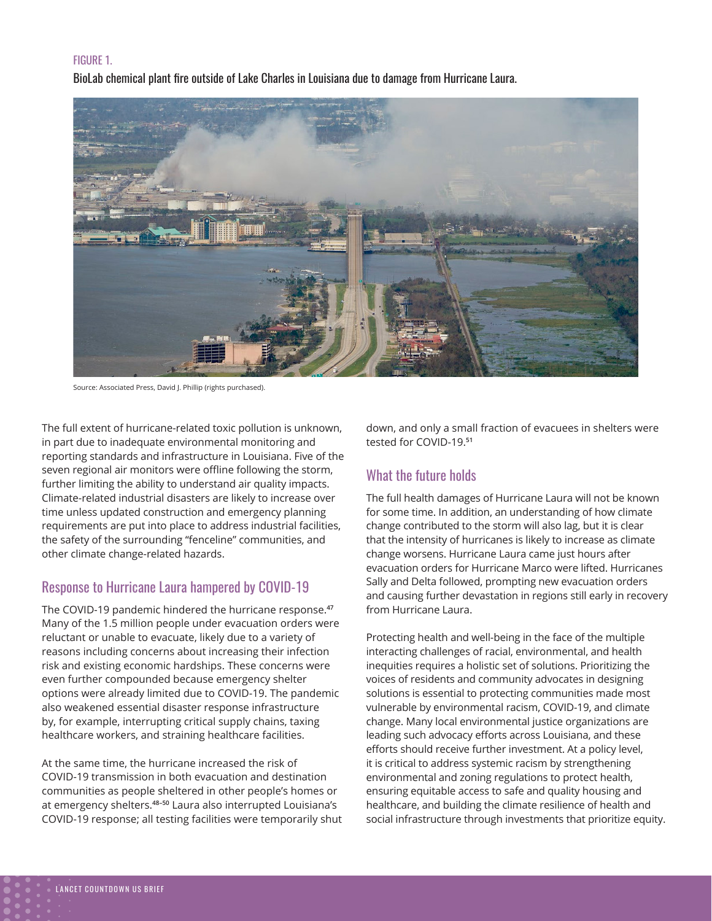FIGURE 1.

BioLab chemical plant fire outside of Lake Charles in Louisiana due to damage from Hurricane Laura.

Source: Associated Press, David J. Phillip (rights purchased).

The full extent of hurricane-related toxic pollution is unknown, in part due to inadequate environmental monitoring and reporting standards and infrastructure in Louisiana. Five of the seven regional air monitors were offline following the storm, further limiting the ability to understand air quality impacts. Climate-related industrial disasters are likely to increase over time unless updated construction and emergency planning requirements are put into place to address industrial facilities, the safety of the surrounding "fenceline" communities, and other climate change-related hazards.

## Response to Hurricane Laura hampered by COVID-19

The COVID-19 pandemic hindered the hurricane response.[47] Many of the 1.5 million people under evacuation orders were reluctant or unable to evacuate, likely due to a variety of reasons including concerns about increasing their infection risk and existing economic hardships. These concerns were even further compounded because emergency shelter options were already limited due to COVID-19. The pandemic also weakened essential disaster response infrastructure by, for example, interrupting critical supply chains, taxing healthcare workers, and straining healthcare facilities.

At the same time, the hurricane increased the risk of COVID-19 transmission in both evacuation and destination communities as people sheltered in other people's homes or at emergency shelters.[48–50] Laura also interrupted Louisiana's COVID-19 response; all testing facilities were temporarily shut down, and only a small fraction of evacuees in shelters were tested for COVID-19.[51]

## What the future holds

The full health damages of Hurricane Laura will not be known for some time. In addition, an understanding of how climate change contributed to the storm will also lag, but it is clear that the intensity of hurricanes is likely to increase as climate change worsens. Hurricane Laura came just hours after evacuation orders for Hurricane Marco were lifted. Hurricanes Sally and Delta followed, prompting new evacuation orders and causing further devastation in regions still early in recovery from Hurricane Laura.

Protecting health and well-being in the face of the multiple interacting challenges of racial, environmental, and health inequities requires a holistic set of solutions. Prioritizing the voices of residents and community advocates in designing solutions is essential to protecting communities made most vulnerable by environmental racism, COVID-19, and climate change. Many local environmental justice organizations are leading such advocacy efforts across Louisiana, and these efforts should receive further investment. At a policy level, it is critical to address systemic racism by strengthening environmental and zoning regulations to protect health, ensuring equitable access to safe and quality housing and healthcare, and building the climate resilience of health and social infrastructure through investments that prioritize equity.